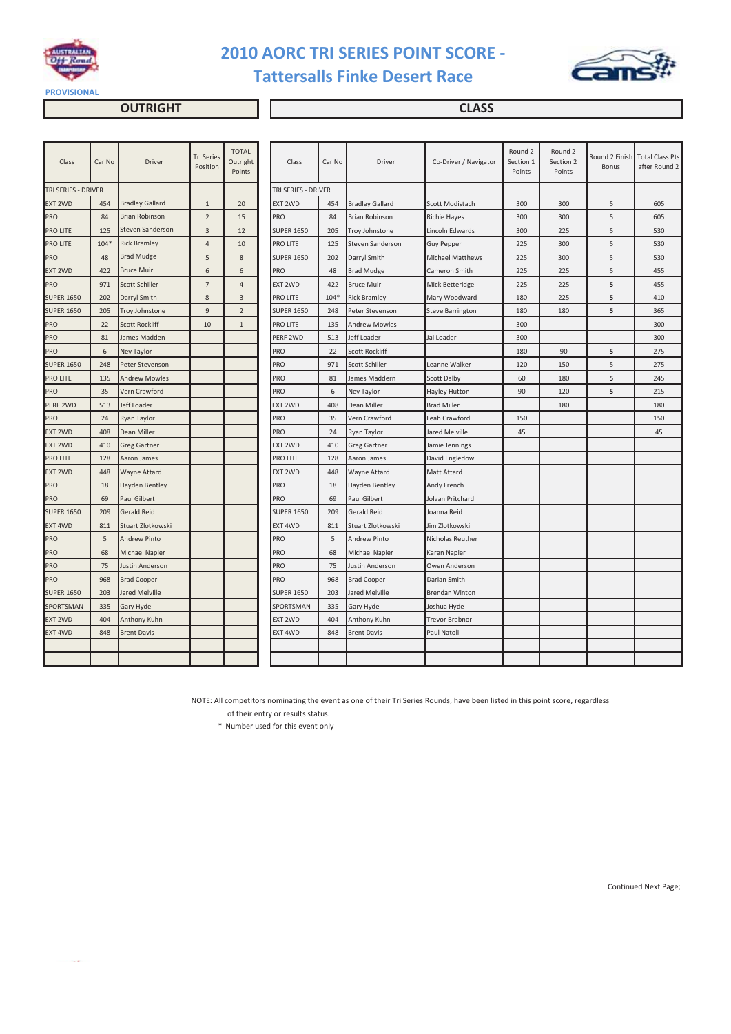# 2010 AORC TRI SERIES POINT SCORE - Tattersalls Finke Desert Race

PROVISIONAL

## OUTRIGHT

| Class | Car No | Driver | Tri Series Position | TOTAL Outright Points |
|---|---|---|---|---|
| TRI SERIES - DRIVER | | | | |
| EXT 2WD | 454 | Bradley Gallard | 1 | 20 |
| PRO | 84 | Brian Robinson | 2 | 15 |
| PRO LITE | 125 | Steven Sanderson | 3 | 12 |
| PRO LITE | 104* | Rick Bramley | 4 | 10 |
| PRO | 48 | Brad Mudge | 5 | 8 |
| EXT 2WD | 422 | Bruce Muir | 6 | 6 |
| PRO | 971 | Scott Schiller | 7 | 4 |
| SUPER 1650 | 202 | Darryl Smith | 8 | 3 |
| SUPER 1650 | 205 | Troy Johnstone | 9 | 2 |
| PRO | 22 | Scott Rockliff | 10 | 1 |
| PRO | 81 | James Madden | | |
| PRO | 6 | Nev Taylor | | |
| SUPER 1650 | 248 | Peter Stevenson | | |
| PRO LITE | 135 | Andrew Mowles | | |
| PRO | 35 | Vern Crawford | | |
| PERF 2WD | 513 | Jeff Loader | | |
| PRO | 24 | Ryan Taylor | | |
| EXT 2WD | 408 | Dean Miller | | |
| EXT 2WD | 410 | Greg Gartner | | |
| PRO LITE | 128 | Aaron James | | |
| EXT 2WD | 448 | Wayne Attard | | |
| PRO | 18 | Hayden Bentley | | |
| PRO | 69 | Paul Gilbert | | |
| SUPER 1650 | 209 | Gerald Reid | | |
| EXT 4WD | 811 | Stuart Zlotkowski | | |
| PRO | 5 | Andrew Pinto | | |
| PRO | 68 | Michael Napier | | |
| PRO | 75 | Justin Anderson | | |
| PRO | 968 | Brad Cooper | | |
| SUPER 1650 | 203 | Jared Melville | | |
| SPORTSMAN | 335 | Gary Hyde | | |
| EXT 2WD | 404 | Anthony Kuhn | | |
| EXT 4WD | 848 | Brent Davis | | |

## CLASS

| Class | Car No | Driver | Co-Driver / Navigator | Round 2 Section 1 Points | Round 2 Section 2 Points | Round 2 Finish Bonus | Total Class Pts after Round 2 |
|---|---|---|---|---|---|---|---|
| TRI SERIES - DRIVER | | | | | | | |
| EXT 2WD | 454 | Bradley Gallard | Scott Modistach | 300 | 300 | 5 | 605 |
| PRO | 84 | Brian Robinson | Richie Hayes | 300 | 300 | 5 | 605 |
| SUPER 1650 | 205 | Troy Johnstone | Lincoln Edwards | 300 | 225 | 5 | 530 |
| PRO LITE | 125 | Steven Sanderson | Guy Pepper | 225 | 300 | 5 | 530 |
| SUPER 1650 | 202 | Darryl Smith | Michael Matthews | 225 | 300 | 5 | 530 |
| PRO | 48 | Brad Mudge | Cameron Smith | 225 | 225 | 5 | 455 |
| EXT 2WD | 422 | Bruce Muir | Mick Betteridge | 225 | 225 | 5 | 455 |
| PRO LITE | 104* | Rick Bramley | Mary Woodward | 180 | 225 | 5 | 410 |
| SUPER 1650 | 248 | Peter Stevenson | Steve Barrington | 180 | 180 | 5 | 365 |
| PRO LITE | 135 | Andrew Mowles | | 300 | | | 300 |
| PERF 2WD | 513 | Jeff Loader | Jai Loader | 300 | | | 300 |
| PRO | 22 | Scott Rockliff | | 180 | 90 | 5 | 275 |
| PRO | 971 | Scott Schiller | Leanne Walker | 120 | 150 | 5 | 275 |
| PRO | 81 | James Maddern | Scott Dalby | 60 | 180 | 5 | 245 |
| PRO | 6 | Nev Taylor | Hayley Hutton | 90 | 120 | 5 | 215 |
| EXT 2WD | 408 | Dean Miller | Brad Miller | | 180 | | 180 |
| PRO | 35 | Vern Crawford | Leah Crawford | 150 | | | 150 |
| PRO | 24 | Ryan Taylor | Jared Melville | 45 | | | 45 |
| EXT 2WD | 410 | Greg Gartner | Jamie Jennings | | | | |
| PRO LITE | 128 | Aaron James | David Engledow | | | | |
| EXT 2WD | 448 | Wayne Attard | Matt Attard | | | | |
| PRO | 18 | Hayden Bentley | Andy French | | | | |
| PRO | 69 | Paul Gilbert | Jolvan Pritchard | | | | |
| SUPER 1650 | 209 | Gerald Reid | Joanna Reid | | | | |
| EXT 4WD | 811 | Stuart Zlotkowski | Jim Zlotkowski | | | | |
| PRO | 5 | Andrew Pinto | Nicholas Reuther | | | | |
| PRO | 68 | Michael Napier | Karen Napier | | | | |
| PRO | 75 | Justin Anderson | Owen Anderson | | | | |
| PRO | 968 | Brad Cooper | Darian Smith | | | | |
| SUPER 1650 | 203 | Jared Melville | Brendan Winton | | | | |
| SPORTSMAN | 335 | Gary Hyde | Joshua Hyde | | | | |
| EXT 2WD | 404 | Anthony Kuhn | Trevor Brebnor | | | | |
| EXT 4WD | 848 | Brent Davis | Paul Natoli | | | | |

NOTE: All competitors nominating the event as one of their Tri Series Rounds, have been listed in this point score, regardless of their entry or results status.

* Number used for this event only

Continued Next Page;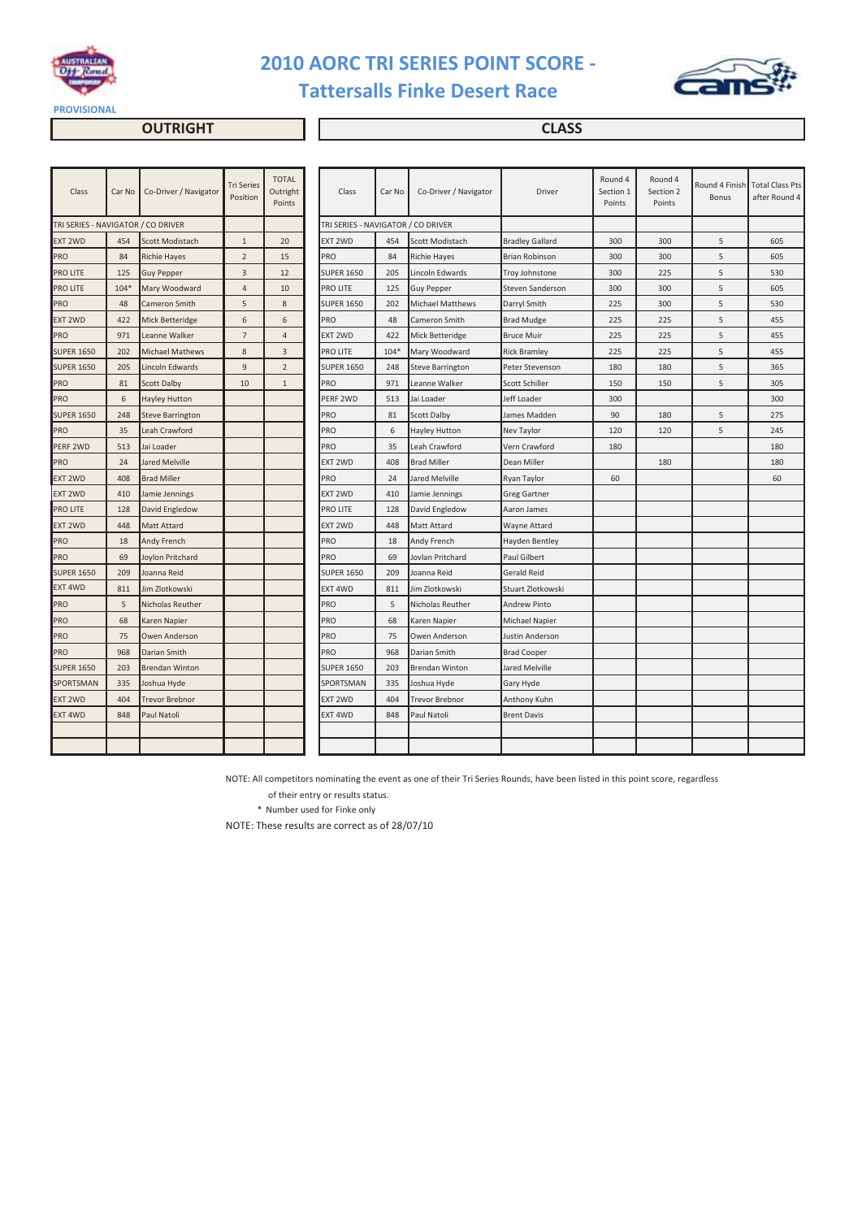# 2010 AORC TRI SERIES POINT SCORE - Tattersalls Finke Desert Race

PROVISIONAL

## OUTRIGHT

| Class | Car No | Co-Driver / Navigator | Tri Series Position | TOTAL Outright Points |
|---|---|---|---|---|
| TRI SERIES - NAVIGATOR / CO DRIVER | | | | |
| EXT 2WD | 454 | Scott Modistach | 1 | 20 |
| PRO | 84 | Richie Hayes | 2 | 15 |
| PRO LITE | 125 | Guy Pepper | 3 | 12 |
| PRO LITE | 104* | Mary Woodward | 4 | 10 |
| PRO | 48 | Cameron Smith | 5 | 8 |
| EXT 2WD | 422 | Mick Betteridge | 6 | 6 |
| PRO | 971 | Leanne Walker | 7 | 4 |
| SUPER 1650 | 202 | Michael Mathews | 8 | 3 |
| SUPER 1650 | 205 | Lincoln Edwards | 9 | 2 |
| PRO | 81 | Scott Dalby | 10 | 1 |
| PRO | 6 | Hayley Hutton | | |
| SUPER 1650 | 248 | Steve Barrington | | |
| PRO | 35 | Leah Crawford | | |
| PERF 2WD | 513 | Jai Loader | | |
| PRO | 24 | Jared Melville | | |
| EXT 2WD | 408 | Brad Miller | | |
| EXT 2WD | 410 | Jamie Jennings | | |
| PRO LITE | 128 | David Engledow | | |
| EXT 2WD | 448 | Matt Attard | | |
| PRO | 18 | Andy French | | |
| PRO | 69 | Joylon Pritchard | | |
| SUPER 1650 | 209 | Joanna Reid | | |
| EXT 4WD | 811 | Jim Zlotkowski | | |
| PRO | 5 | Nicholas Reuther | | |
| PRO | 68 | Karen Napier | | |
| PRO | 75 | Owen Anderson | | |
| PRO | 968 | Darian Smith | | |
| SUPER 1650 | 203 | Brendan Winton | | |
| SPORTSMAN | 335 | Joshua Hyde | | |
| EXT 2WD | 404 | Trevor Brebnor | | |
| EXT 4WD | 848 | Paul Natoli | | |

## CLASS

| Class | Car No | Co-Driver / Navigator | Driver | Round 4 Section 1 Points | Round 4 Section 2 Points | Round 4 Finish Bonus | Total Class Pts after Round 4 |
|---|---|---|---|---|---|---|---|
| TRI SERIES - NAVIGATOR / CO DRIVER | | | | | | | |
| EXT 2WD | 454 | Scott Modistach | Bradley Gallard | 300 | 300 | 5 | 605 |
| PRO | 84 | Richie Hayes | Brian Robinson | 300 | 300 | 5 | 605 |
| SUPER 1650 | 205 | Lincoln Edwards | Troy Johnstone | 300 | 225 | 5 | 530 |
| PRO LITE | 125 | Guy Pepper | Steven Sanderson | 300 | 300 | 5 | 605 |
| SUPER 1650 | 202 | Michael Matthews | Darryl Smith | 225 | 300 | 5 | 530 |
| PRO | 48 | Cameron Smith | Brad Mudge | 225 | 225 | 5 | 455 |
| EXT 2WD | 422 | Mick Betteridge | Bruce Muir | 225 | 225 | 5 | 455 |
| PRO LITE | 104* | Mary Woodward | Rick Bramley | 225 | 225 | 5 | 455 |
| SUPER 1650 | 248 | Steve Barrington | Peter Stevenson | 180 | 180 | 5 | 365 |
| PRO | 971 | Leanne Walker | Scott Schiller | 150 | 150 | 5 | 305 |
| PERF 2WD | 513 | Jai Loader | Jeff Loader | 300 | | | 300 |
| PRO | 81 | Scott Dalby | James Madden | 90 | 180 | 5 | 275 |
| PRO | 6 | Hayley Hutton | Nev Taylor | 120 | 120 | 5 | 245 |
| PRO | 35 | Leah Crawford | Vern Crawford | 180 | | | 180 |
| EXT 2WD | 408 | Brad Miller | Dean Miller | | 180 | | 180 |
| PRO | 24 | Jared Melville | Ryan Taylor | 60 | | | 60 |
| EXT 2WD | 410 | Jamie Jennings | Greg Gartner | | | | |
| PRO LITE | 128 | David Engledow | Aaron James | | | | |
| EXT 2WD | 448 | Matt Attard | Wayne Attard | | | | |
| PRO | 18 | Andy French | Hayden Bentley | | | | |
| PRO | 69 | Jovlan Pritchard | Paul Gilbert | | | | |
| SUPER 1650 | 209 | Joanna Reid | Gerald Reid | | | | |
| EXT 4WD | 811 | Jim Zlotkowski | Stuart Zlotkowski | | | | |
| PRO | 5 | Nicholas Reuther | Andrew Pinto | | | | |
| PRO | 68 | Karen Napier | Michael Napier | | | | |
| PRO | 75 | Owen Anderson | Justin Anderson | | | | |
| PRO | 968 | Darian Smith | Brad Cooper | | | | |
| SUPER 1650 | 203 | Brendan Winton | Jared Melville | | | | |
| SPORTSMAN | 335 | Joshua Hyde | Gary Hyde | | | | |
| EXT 2WD | 404 | Trevor Brebnor | Anthony Kuhn | | | | |
| EXT 4WD | 848 | Paul Natoli | Brent Davis | | | | |

NOTE: All competitors nominating the event as one of their Tri Series Rounds, have been listed in this point score, regardless of their entry or results status.

\* Number used for Finke only

NOTE: These results are correct as of 28/07/10